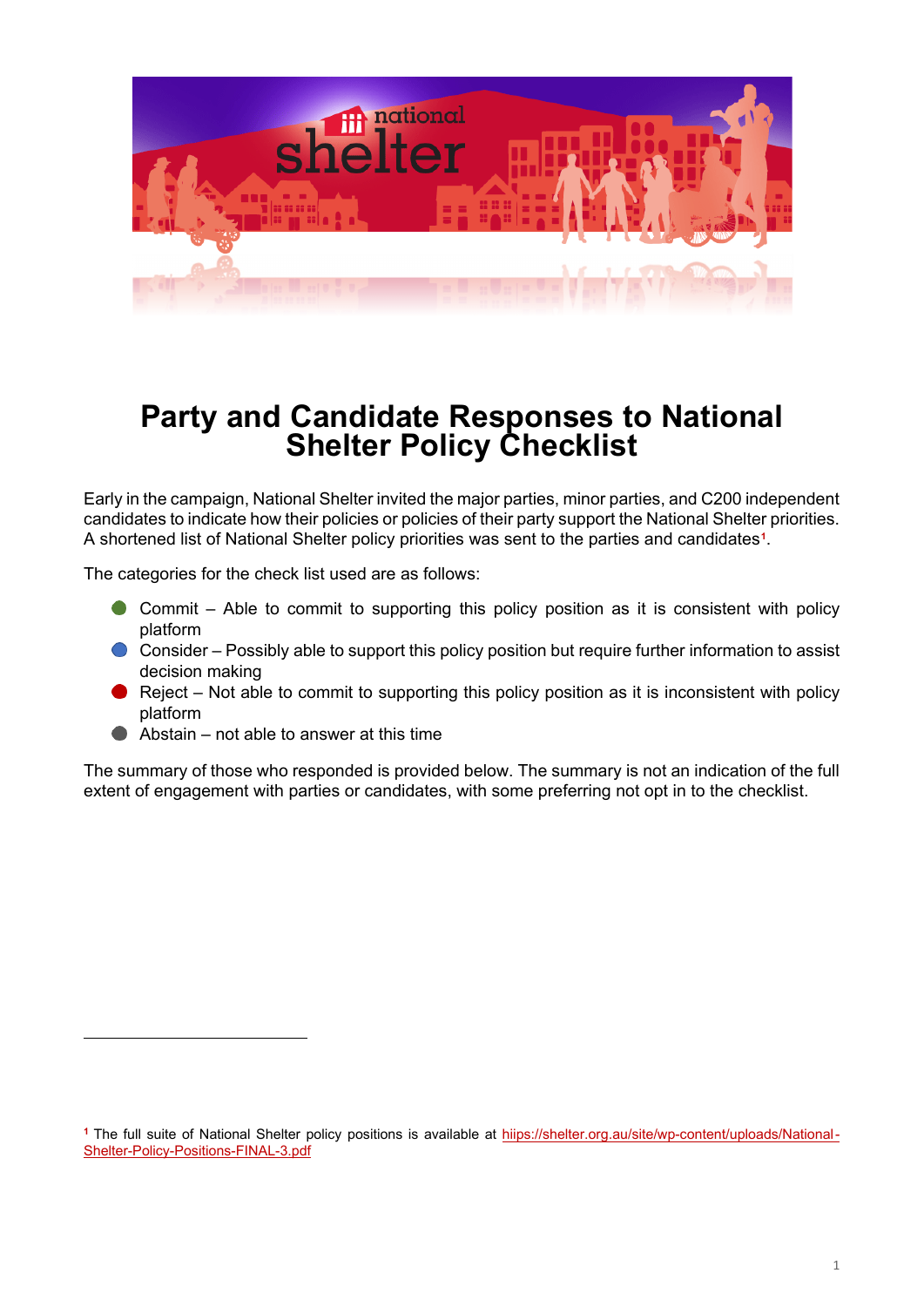# Party and Candidate Responses to National Shelter Policy Checklist

Early in the campaign, National Shelter invited the major parties, minor parties, and C200 independent candidates to indicate how their policies or policies of their party support the National Shelter priorities. A shortened list of National Shelter policy priorities was sent to the parties and candidates[1].

The categories for the check list used are as follows:

- Commit – Able to commit to supporting this policy position as it is consistent with policy platform
- Consider – Possibly able to support this policy position but require further information to assist decision making
- Reject – Not able to commit to supporting this policy position as it is inconsistent with policy platform
- Abstain – not able to answer at this time

The summary of those who responded is provided below. The summary is not an indication of the full extent of engagement with parties or candidates, with some preferring not opt in to the checklist.

---

[1] The full suite of National Shelter policy positions is available at hiips://shelter.org.au/site/wp-content/uploads/National-Shelter-Policy-Positions-FINAL-3.pdf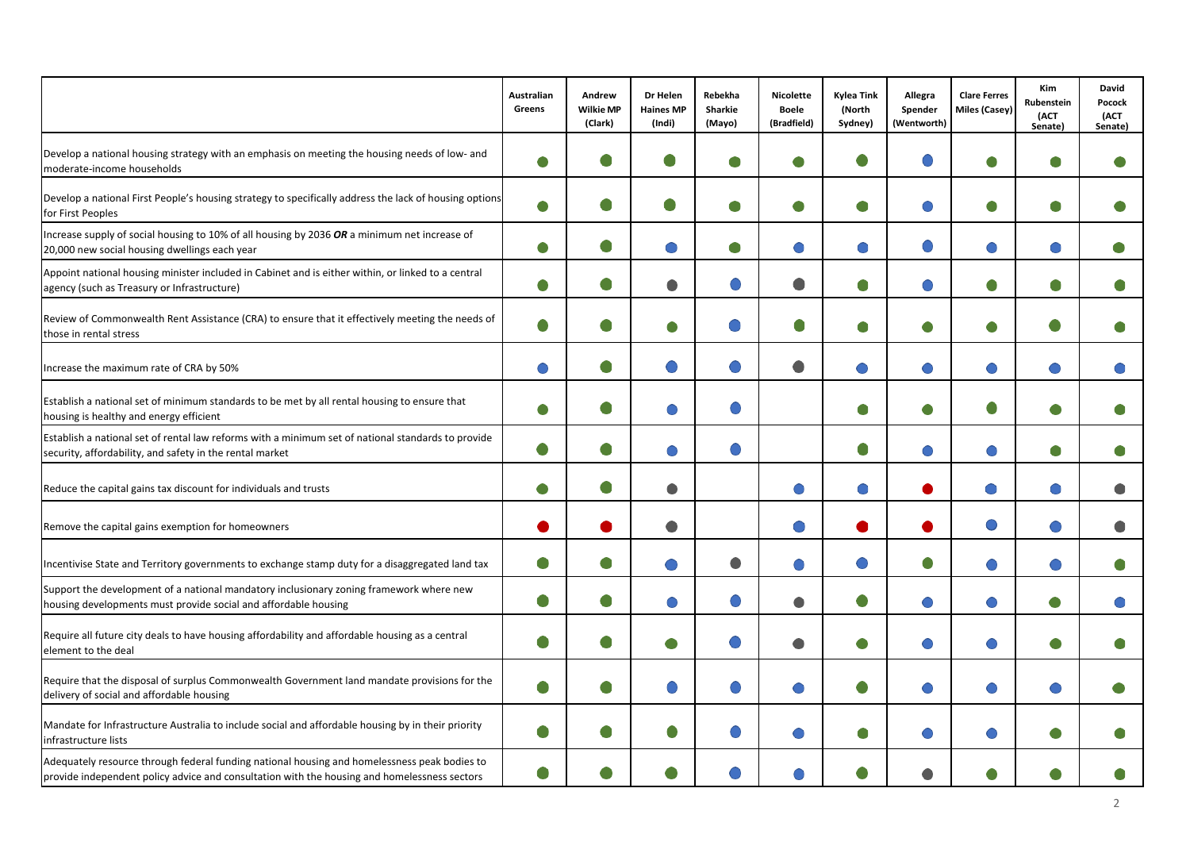| | Australian Greens | Andrew Wilkie MP (Clark) | Dr Helen Haines MP (Indi) | Rebekha Sharkie (Mayo) | Nicolette Boele (Bradfield) | Kylea Tink (North Sydney) | Allegra Spender (Wentworth) | Clare Ferres Miles (Casey) | Kim Rubenstein (ACT Senate) | David Pocock (ACT Senate) |
|---|---|---|---|---|---|---|---|---|---|---|
| Develop a national housing strategy with an emphasis on meeting the housing needs of low- and moderate-income households | Green | Green | Green | Green | Green | Green | Blue | Green | Green | Green |
| Develop a national First People's housing strategy to specifically address the lack of housing options for First Peoples | Green | Green | Green | Green | Green | Green | Blue | Green | Green | Green |
| Increase supply of social housing to 10% of all housing by 2036 ***OR*** a minimum net increase of 20,000 new social housing dwellings each year | Green | Green | Blue | Green | Blue | Blue | Blue | Blue | Blue | Green |
| Appoint national housing minister included in Cabinet and is either within, or linked to a central agency (such as Treasury or Infrastructure) | Green | Green | Grey | Blue | Grey | Green | Blue | Green | Green | Green |
| Review of Commonwealth Rent Assistance (CRA) to ensure that it effectively meeting the needs of those in rental stress | Green | Green | Green | Blue | Green | Green | Green | Green | Green | Green |
| Increase the maximum rate of CRA by 50% | Blue | Green | Blue | Blue | Grey | Blue | Blue | Blue | Blue | Blue |
| Establish a national set of minimum standards to be met by all rental housing to ensure that housing is healthy and energy efficient | Green | Green | Blue | Blue | | Green | Green | Green | Green | Green |
| Establish a national set of rental law reforms with a minimum set of national standards to provide security, affordability, and safety in the rental market | Green | Green | Blue | Blue | | Green | Blue | Blue | Green | Green |
| Reduce the capital gains tax discount for individuals and trusts | Green | Green | Grey | | Blue | Blue | Red | Blue | Blue | Grey |
| Remove the capital gains exemption for homeowners | Red | Red | Grey | | Blue | Red | Red | Blue | Blue | Grey |
| Incentivise State and Territory governments to exchange stamp duty for a disaggregated land tax | Green | Green | Blue | Grey | Blue | Blue | Green | Blue | Blue | Green |
| Support the development of a national mandatory inclusionary zoning framework where new housing developments must provide social and affordable housing | Green | Green | Blue | Blue | Grey | Green | Blue | Blue | Green | Blue |
| Require all future city deals to have housing affordability and affordable housing as a central element to the deal | Green | Green | Green | Blue | Grey | Green | Blue | Blue | Green | Green |
| Require that the disposal of surplus Commonwealth Government land mandate provisions for the delivery of social and affordable housing | Green | Green | Blue | Blue | Blue | Green | Blue | Blue | Blue | Green |
| Mandate for Infrastructure Australia to include social and affordable housing by in their priority infrastructure lists | Green | Green | Green | Blue | Blue | Green | Blue | Blue | Green | Green |
| Adequately resource through federal funding national housing and homelessness peak bodies to provide independent policy advice and consultation with the housing and homelessness sectors | Green | Green | Green | Blue | Blue | Green | Grey | Green | Green | Green |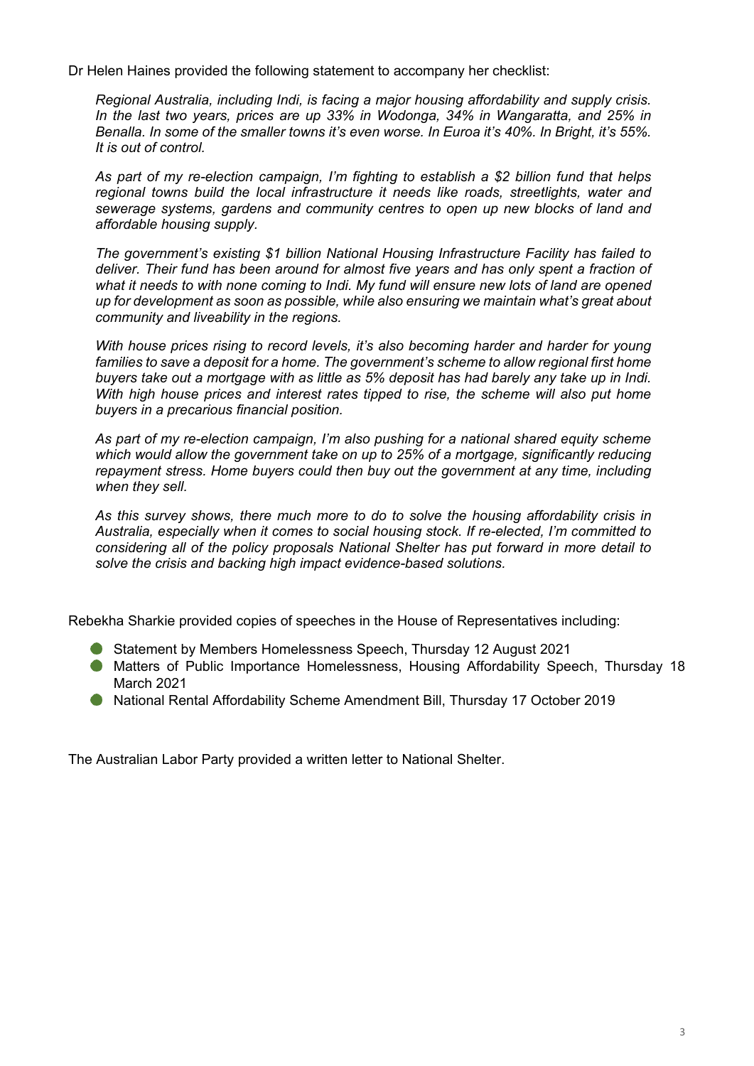Dr Helen Haines provided the following statement to accompany her checklist:

> *Regional Australia, including Indi, is facing a major housing affordability and supply crisis. In the last two years, prices are up 33% in Wodonga, 34% in Wangaratta, and 25% in Benalla. In some of the smaller towns it's even worse. In Euroa it's 40%. In Bright, it's 55%. It is out of control.*
>
> *As part of my re-election campaign, I'm fighting to establish a $2 billion fund that helps regional towns build the local infrastructure it needs like roads, streetlights, water and sewerage systems, gardens and community centres to open up new blocks of land and affordable housing supply.*
>
> *The government's existing $1 billion National Housing Infrastructure Facility has failed to deliver. Their fund has been around for almost five years and has only spent a fraction of what it needs to with none coming to Indi. My fund will ensure new lots of land are opened up for development as soon as possible, while also ensuring we maintain what's great about community and liveability in the regions.*
>
> *With house prices rising to record levels, it's also becoming harder and harder for young families to save a deposit for a home. The government's scheme to allow regional first home buyers take out a mortgage with as little as 5% deposit has had barely any take up in Indi. With high house prices and interest rates tipped to rise, the scheme will also put home buyers in a precarious financial position.*
>
> *As part of my re-election campaign, I'm also pushing for a national shared equity scheme which would allow the government take on up to 25% of a mortgage, significantly reducing repayment stress. Home buyers could then buy out the government at any time, including when they sell.*
>
> *As this survey shows, there much more to do to solve the housing affordability crisis in Australia, especially when it comes to social housing stock. If re-elected, I'm committed to considering all of the policy proposals National Shelter has put forward in more detail to solve the crisis and backing high impact evidence-based solutions.*

Rebekha Sharkie provided copies of speeches in the House of Representatives including:

- Statement by Members Homelessness Speech, Thursday 12 August 2021
- Matters of Public Importance Homelessness, Housing Affordability Speech, Thursday 18 March 2021
- National Rental Affordability Scheme Amendment Bill, Thursday 17 October 2019

The Australian Labor Party provided a written letter to National Shelter.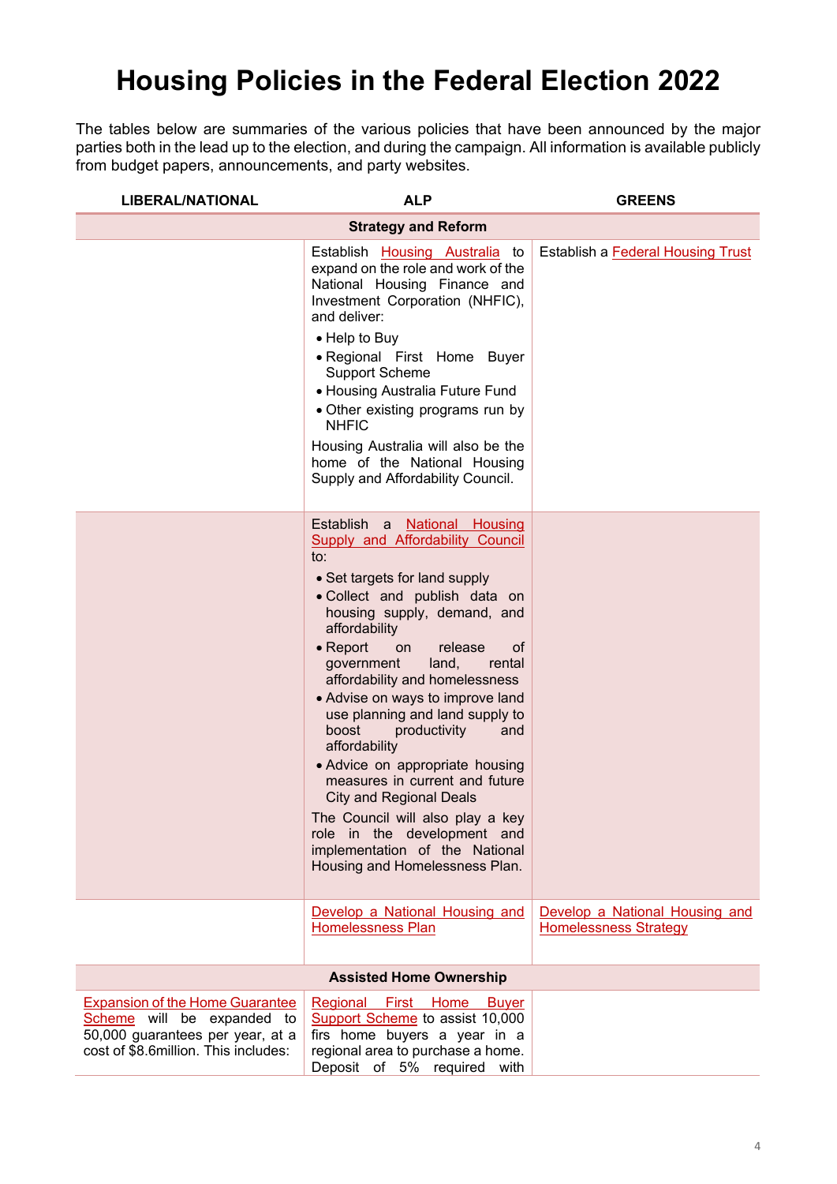# Housing Policies in the Federal Election 2022

The tables below are summaries of the various policies that have been announced by the major parties both in the lead up to the election, and during the campaign. All information is available publicly from budget papers, announcements, and party websites.

| LIBERAL/NATIONAL | ALP | GREENS |
|---|---|---|
| **Strategy and Reform** | | |
| | Establish Housing Australia to expand on the role and work of the National Housing Finance and Investment Corporation (NHFIC), and deliver:<br>• Help to Buy<br>• Regional First Home Buyer Support Scheme<br>• Housing Australia Future Fund<br>• Other existing programs run by NHFIC<br>Housing Australia will also be the home of the National Housing Supply and Affordability Council. | Establish a Federal Housing Trust |
| | Establish a National Housing Supply and Affordability Council to:<br>• Set targets for land supply<br>• Collect and publish data on housing supply, demand, and affordability<br>• Report on release of government land, rental affordability and homelessness<br>• Advise on ways to improve land use planning and land supply to boost productivity and affordability<br>• Advice on appropriate housing measures in current and future City and Regional Deals<br>The Council will also play a key role in the development and implementation of the National Housing and Homelessness Plan. | |
| | Develop a National Housing and Homelessness Plan | Develop a National Housing and Homelessness Strategy |
| **Assisted Home Ownership** | | |
| Expansion of the Home Guarantee Scheme will be expanded to 50,000 guarantees per year, at a cost of $8.6million. This includes: | Regional First Home Buyer Support Scheme to assist 10,000 firs home buyers a year in a regional area to purchase a home. Deposit of 5% required with | |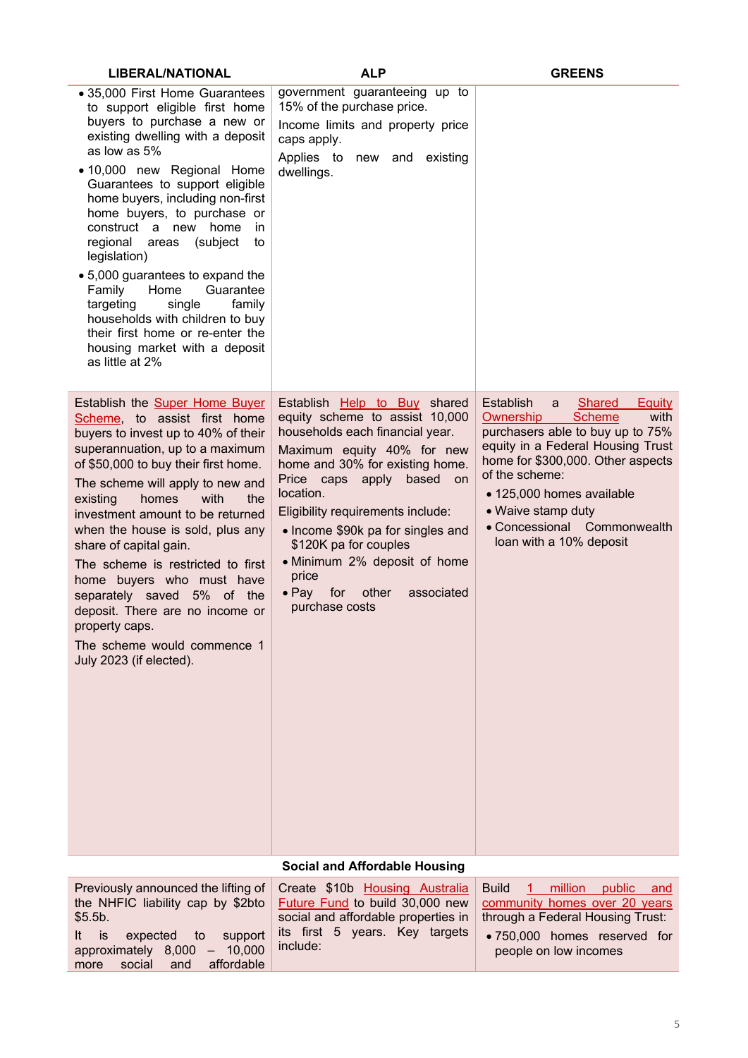| LIBERAL/NATIONAL | ALP | GREENS |
|---|---|---|
| • 35,000 First Home Guarantees to support eligible first home buyers to purchase a new or existing dwelling with a deposit as low as 5%<br>• 10,000 new Regional Home Guarantees to support eligible home buyers, including non-first home buyers, to purchase or construct a new home in regional areas (subject to legislation)<br>• 5,000 guarantees to expand the Family Home Guarantee targeting single family households with children to buy their first home or re-enter the housing market with a deposit as little at 2% | government guaranteeing up to 15% of the purchase price.<br>Income limits and property price caps apply.<br>Applies to new and existing dwellings. | |
| Establish the Super Home Buyer Scheme, to assist first home buyers to invest up to 40% of their superannuation, up to a maximum of $50,000 to buy their first home.<br>The scheme will apply to new and existing homes with the investment amount to be returned when the house is sold, plus any share of capital gain.<br>The scheme is restricted to first home buyers who must have separately saved 5% of the deposit. There are no income or property caps.<br>The scheme would commence 1 July 2023 (if elected). | Establish Help to Buy shared equity scheme to assist 10,000 households each financial year.<br>Maximum equity 40% for new home and 30% for existing home. Price caps apply based on location.<br>Eligibility requirements include:<br>• Income $90k pa for singles and $120K pa for couples<br>• Minimum 2% deposit of home price<br>• Pay for other associated purchase costs | Establish a Shared Equity Ownership Scheme with purchasers able to buy up to 75% equity in a Federal Housing Trust home for $300,000. Other aspects of the scheme:<br>• 125,000 homes available<br>• Waive stamp duty<br>• Concessional Commonwealth loan with a 10% deposit |
| **Social and Affordable Housing** | | |
| Previously announced the lifting of the NHFIC liability cap by $2bto $5.5b.<br>It is expected to support approximately 8,000 – 10,000 more social and affordable | Create $10b Housing Australia Future Fund to build 30,000 new social and affordable properties in its first 5 years. Key targets include: | Build 1 million public and community homes over 20 years through a Federal Housing Trust:<br>• 750,000 homes reserved for people on low incomes |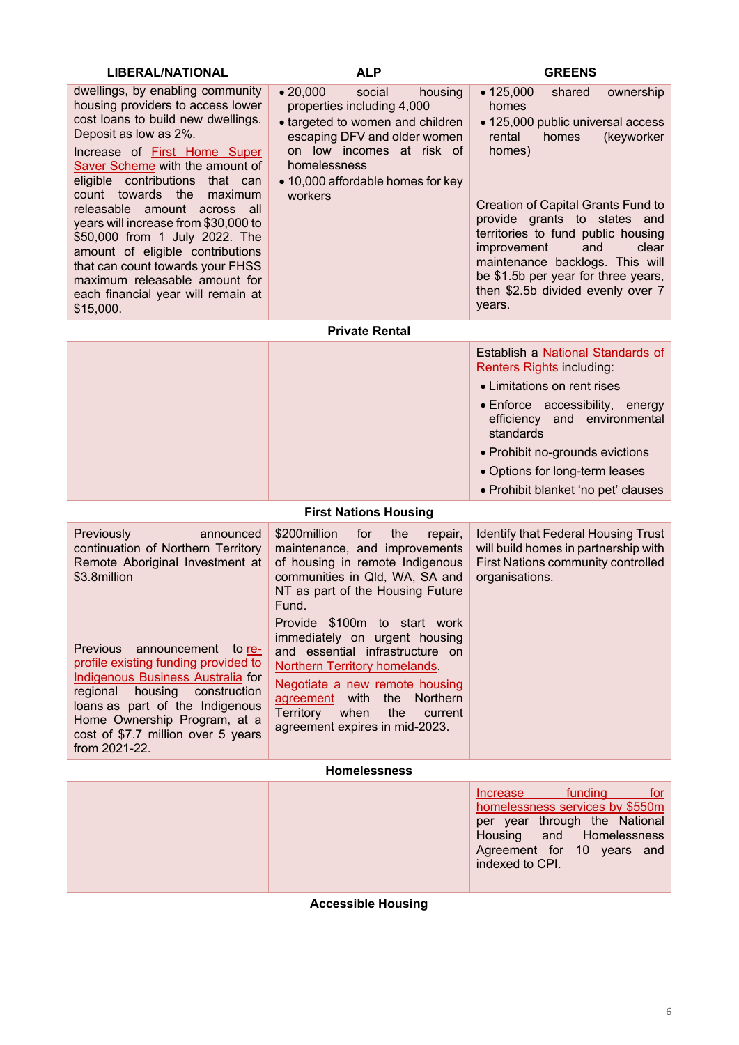| LIBERAL/NATIONAL | ALP | GREENS |
|---|---|---|
| dwellings, by enabling community housing providers to access lower cost loans to build new dwellings. Deposit as low as 2%.<br><br>Increase of First Home Super Saver Scheme with the amount of eligible contributions that can count towards the maximum releasable amount across all years will increase from $30,000 to $50,000 from 1 July 2022. The amount of eligible contributions that can count towards your FHSS maximum releasable amount for each financial year will remain at $15,000. | • 20,000 social housing properties including 4,000<br>• targeted to women and children escaping DFV and older women on low incomes at risk of homelessness<br>• 10,000 affordable homes for key workers | • 125,000 shared ownership homes<br>• 125,000 public universal access rental homes (keyworker homes)<br><br>Creation of Capital Grants Fund to provide grants to states and territories to fund public housing improvement and clear maintenance backlogs. This will be $1.5b per year for three years, then $2.5b divided evenly over 7 years. |
| **Private Rental** | | |
| | | Establish a National Standards of Renters Rights including:<br>• Limitations on rent rises<br>• Enforce accessibility, energy efficiency and environmental standards<br>• Prohibit no-grounds evictions<br>• Options for long-term leases<br>• Prohibit blanket 'no pet' clauses |
| **First Nations Housing** | | |
| Previously announced continuation of Northern Territory Remote Aboriginal Investment at $3.8million<br><br>Previous announcement to re-profile existing funding provided to Indigenous Business Australia for regional housing construction loans as part of the Indigenous Home Ownership Program, at a cost of $7.7 million over 5 years from 2021-22. | $200million for the repair, maintenance, and improvements of housing in remote Indigenous communities in Qld, WA, SA and NT as part of the Housing Future Fund.<br><br>Provide $100m to start work immediately on urgent housing and essential infrastructure on Northern Territory homelands.<br><br>Negotiate a new remote housing agreement with the Northern Territory when the current agreement expires in mid-2023. | Identify that Federal Housing Trust will build homes in partnership with First Nations community controlled organisations. |
| **Homelessness** | | |
| | | Increase funding for homelessness services by $550m per year through the National Housing and Homelessness Agreement for 10 years and indexed to CPI. |
| **Accessible Housing** | | |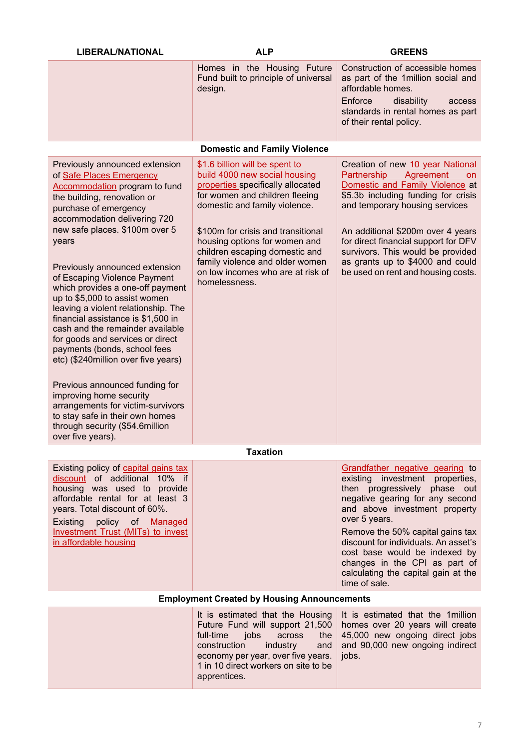| LIBERAL/NATIONAL | ALP | GREENS |
|---|---|---|
| | Homes in the Housing Future Fund built to principle of universal design. | Construction of accessible homes as part of the 1million social and affordable homes.<br>Enforce disability access standards in rental homes as part of their rental policy. |
| **Domestic and Family Violence** | | |
| Previously announced extension of Safe Places Emergency Accommodation program to fund the building, renovation or purchase of emergency accommodation delivering 720 new safe places. $100m over 5 years<br><br>Previously announced extension of Escaping Violence Payment which provides a one-off payment up to $5,000 to assist women leaving a violent relationship. The financial assistance is $1,500 in cash and the remainder available for goods and services or direct payments (bonds, school fees etc) ($240million over five years)<br><br>Previous announced funding for improving home security arrangements for victim-survivors to stay safe in their own homes through security ($54.6million over five years). | $1.6 billion will be spent to build 4000 new social housing properties specifically allocated for women and children fleeing domestic and family violence.<br><br>$100m for crisis and transitional housing options for women and children escaping domestic and family violence and older women on low incomes who are at risk of homelessness. | Creation of new 10 year National Partnership Agreement on Domestic and Family Violence at $5.3b including funding for crisis and temporary housing services<br><br>An additional $200m over 4 years for direct financial support for DFV survivors. This would be provided as grants up to $4000 and could be used on rent and housing costs. |
| **Taxation** | | |
| Existing policy of capital gains tax discount of additional 10% if housing was used to provide affordable rental for at least 3 years. Total discount of 60%.<br>Existing policy of Managed Investment Trust (MITs) to invest in affordable housing | | Grandfather negative gearing to existing investment properties, then progressively phase out negative gearing for any second and above investment property over 5 years.<br>Remove the 50% capital gains tax discount for individuals. An asset's cost base would be indexed by changes in the CPI as part of calculating the capital gain at the time of sale. |
| **Employment Created by Housing Announcements** | | |
| | It is estimated that the Housing Future Fund will support 21,500 full-time jobs across the construction industry and economy per year, over five years. 1 in 10 direct workers on site to be apprentices. | It is estimated that the 1million homes over 20 years will create 45,000 new ongoing direct jobs and 90,000 new ongoing indirect jobs. |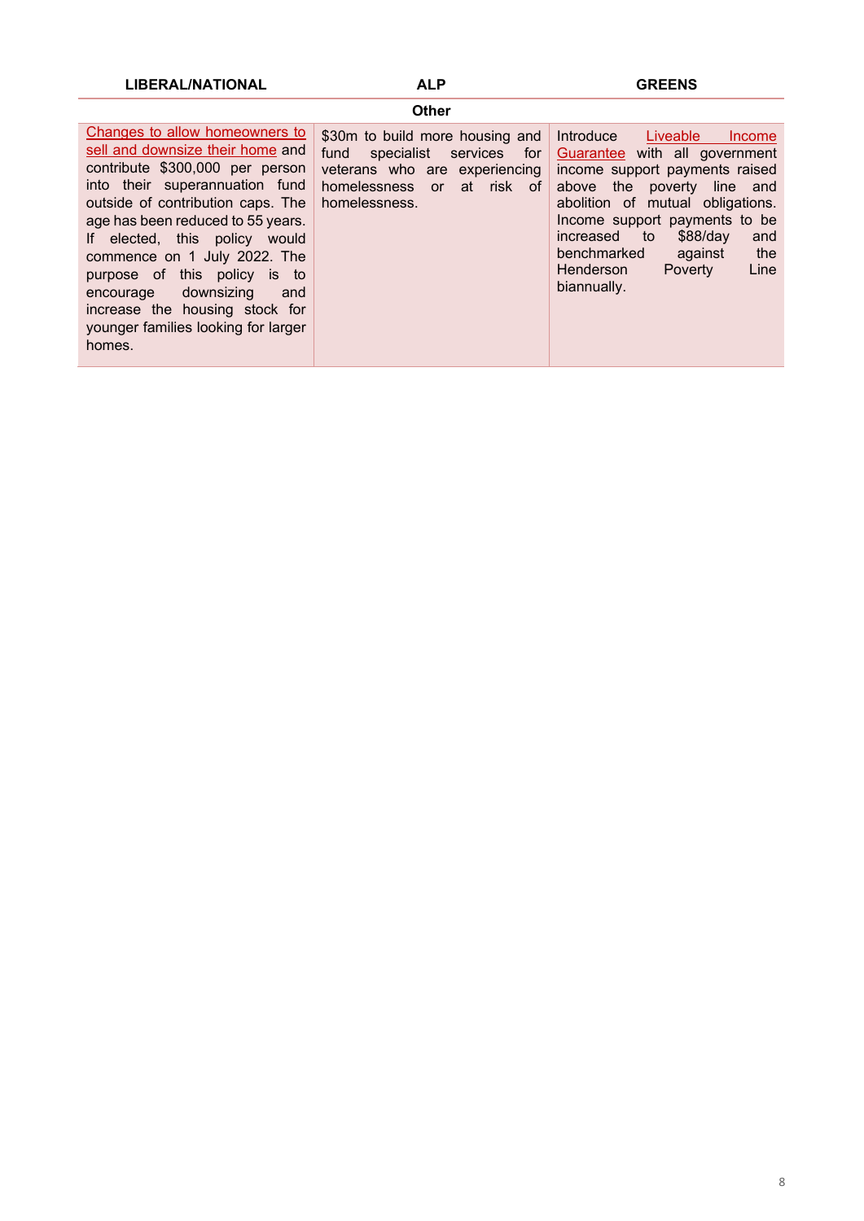| LIBERAL/NATIONAL | ALP | GREENS |
|---|---|---|
| **Other** | | |
| Changes to allow homeowners to sell and downsize their home and contribute $300,000 per person into their superannuation fund outside of contribution caps. The age has been reduced to 55 years. If elected, this policy would commence on 1 July 2022. The purpose of this policy is to encourage downsizing and increase the housing stock for younger families looking for larger homes. | $30m to build more housing and fund specialist services for veterans who are experiencing homelessness or at risk of homelessness. | Introduce Liveable Income Guarantee with all government income support payments raised above the poverty line and abolition of mutual obligations. Income support payments to be increased to $88/day and benchmarked against the Henderson Poverty Line biannually. |